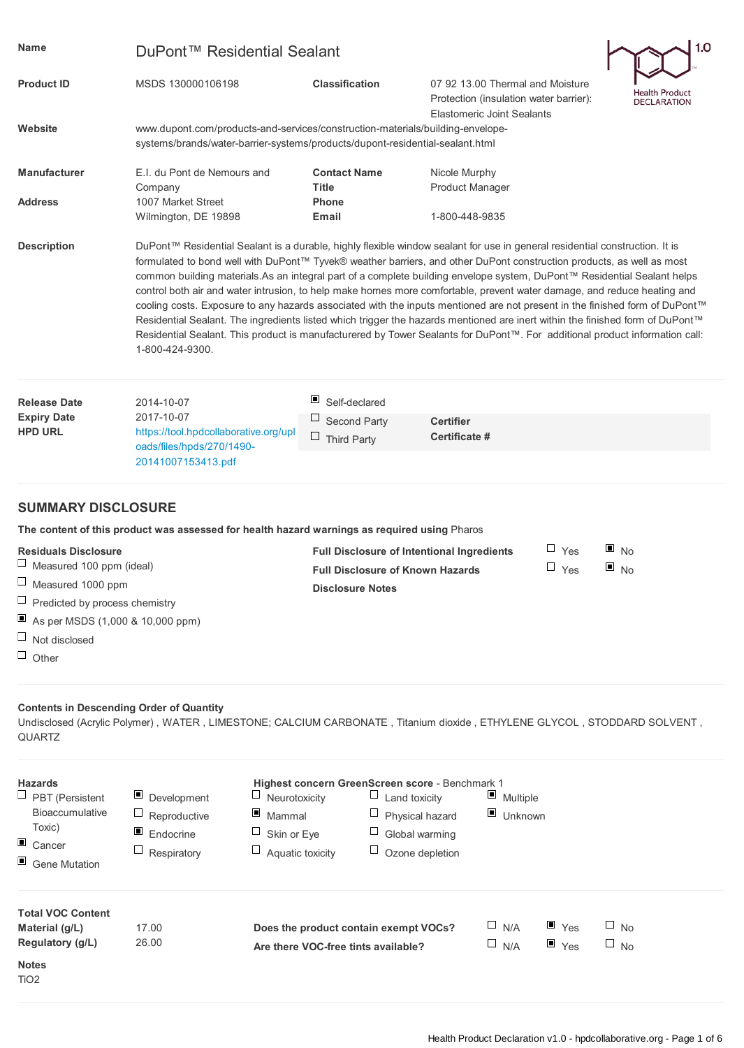| | | | |
|---|---|---|---|
| **Name** | DuPont™ Residential Sealant | | |
| **Product ID** | MSDS 130000106198 | **Classification** | 07 92 13.00 Thermal and Moisture Protection (insulation water barrier): Elastomeric Joint Sealants |
| **Website** | www.dupont.com/products-and-services/construction-materials/building-envelope-systems/brands/water-barrier-systems/products/dupont-residential-sealant.html | | |
| **Manufacturer** | E.I. du Pont de Nemours and Company | **Contact Name** | Nicole Murphy |
| | | **Title** | Product Manager |
| **Address** | 1007 Market Street Wilmington, DE 19898 | **Phone** | 1-800-448-9835 |
| | | **Email** | |

Health Product DECLARATION 1.0

**Description**

DuPont™ Residential Sealant is a durable, highly flexible window sealant for use in general residential construction. It is formulated to bond well with DuPont™ Tyvek® weather barriers, and other DuPont construction products, as well as most common building materials.As an integral part of a complete building envelope system, DuPont™ Residential Sealant helps control both air and water intrusion, to help make homes more comfortable, prevent water damage, and reduce heating and cooling costs. Exposure to any hazards associated with the inputs mentioned are not present in the finished form of DuPont™ Residential Sealant. The ingredients listed which trigger the hazards mentioned are inert within the finished form of DuPont™ Residential Sealant. This product is manufacturered by Tower Sealants for DuPont™. For additional product information call: 1-800-424-9300.

| | | | |
|---|---|---|---|
| **Release Date** | 2014-10-07 | ☒ Self-declared | |
| **Expiry Date** | 2017-10-07 | ☐ Second Party | **Certifier** |
| **HPD URL** | https://tool.hpdcollaborative.org/uploads/files/hpds/270/1490-20141007153413.pdf | ☐ Third Party | **Certificate #** |

## SUMMARY DISCLOSURE

**The content of this product was assessed for health hazard warnings as required using** Pharos

**Residuals Disclosure**

- ☐ Measured 100 ppm (ideal)
- ☐ Measured 1000 ppm
- ☐ Predicted by process chemistry
- ☒ As per MSDS (1,000 & 10,000 ppm)
- ☐ Not disclosed
- ☐ Other

| | | |
|---|---|---|
| **Full Disclosure of Intentional Ingredients** | ☐ Yes | ☒ No |
| **Full Disclosure of Known Hazards** | ☐ Yes | ☒ No |
| **Disclosure Notes** | | |

**Contents in Descending Order of Quantity**

Undisclosed (Acrylic Polymer) , WATER , LIMESTONE; CALCIUM CARBONATE , Titanium dioxide , ETHYLENE GLYCOL , STODDARD SOLVENT , QUARTZ

**Hazards**

- ☐ PBT (Persistent Bioaccumulative Toxic)
- ☒ Cancer
- ☒ Gene Mutation
- ☒ Development
- ☐ Reproductive
- ☒ Endocrine
- ☐ Respiratory
- ☐ Neurotoxicity
- ☒ Mammal
- ☐ Skin or Eye
- ☐ Aquatic toxicity
- ☐ Land toxicity
- ☐ Physical hazard
- ☐ Global warming
- ☐ Ozone depletion
- ☒ Multiple
- ☒ Unknown

**Highest concern GreenScreen score** - Benchmark 1

**Total VOC Content**

| | |
|---|---|
| **Material (g/L)** | 17.00 |
| **Regulatory (g/L)** | 26.00 |

| | | | |
|---|---|---|---|
| **Does the product contain exempt VOCs?** | ☐ N/A | ☒ Yes | ☐ No |
| **Are there VOC-free tints available?** | ☐ N/A | ☒ Yes | ☐ No |

**Notes**

TiO2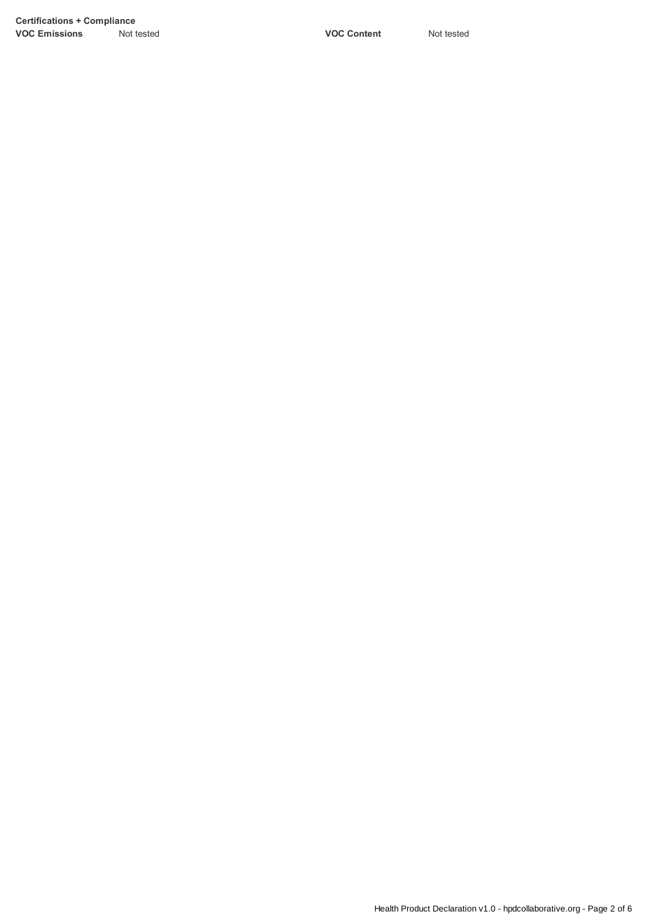**Certifications + Compliance**

| | | | |
|---|---|---|---|
| **VOC Emissions** | Not tested | **VOC Content** | Not tested |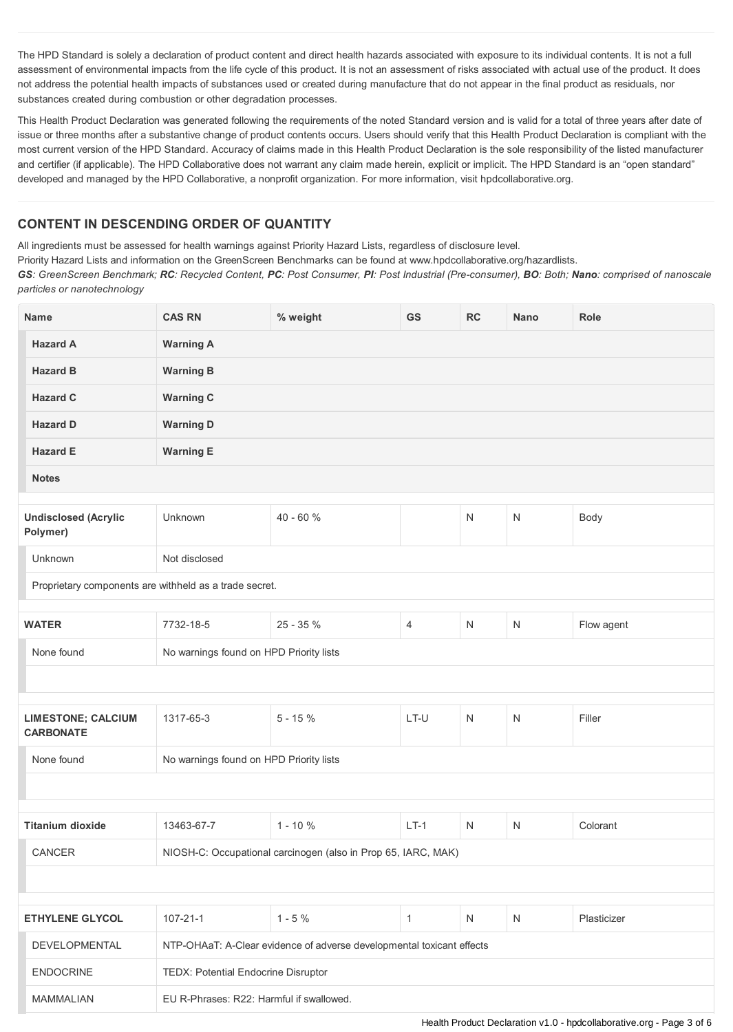The HPD Standard is solely a declaration of product content and direct health hazards associated with exposure to its individual contents. It is not a full assessment of environmental impacts from the life cycle of this product. It is not an assessment of risks associated with actual use of the product. It does not address the potential health impacts of substances used or created during manufacture that do not appear in the final product as residuals, nor substances created during combustion or other degradation processes.

This Health Product Declaration was generated following the requirements of the noted Standard version and is valid for a total of three years after date of issue or three months after a substantive change of product contents occurs. Users should verify that this Health Product Declaration is compliant with the most current version of the HPD Standard. Accuracy of claims made in this Health Product Declaration is the sole responsibility of the listed manufacturer and certifier (if applicable). The HPD Collaborative does not warrant any claim made herein, explicit or implicit. The HPD Standard is an "open standard" developed and managed by the HPD Collaborative, a nonprofit organization. For more information, visit hpdcollaborative.org.

## CONTENT IN DESCENDING ORDER OF QUANTITY

All ingredients must be assessed for health warnings against Priority Hazard Lists, regardless of disclosure level.
Priority Hazard Lists and information on the GreenScreen Benchmarks can be found at www.hpdcollaborative.org/hazardlists.
***GS**: GreenScreen Benchmark; **RC**: Recycled Content, **PC**: Post Consumer, **PI**: Post Industrial (Pre-consumer), **BO**: Both; **Nano**: comprised of nanoscale particles or nanotechnology*

| Name | CAS RN | % weight | GS | RC | Nano | Role |
|---|---|---|---|---|---|---|
| **Hazard A** | **Warning A** | | | | | |
| **Hazard B** | **Warning B** | | | | | |
| **Hazard C** | **Warning C** | | | | | |
| **Hazard D** | **Warning D** | | | | | |
| **Hazard E** | **Warning E** | | | | | |
| **Notes** | | | | | | |
| **Undisclosed (Acrylic Polymer)** | Unknown | 40 - 60 % | | N | N | Body |
| Unknown | Not disclosed | | | | | |
| Proprietary components are withheld as a trade secret. | | | | | | |
| **WATER** | 7732-18-5 | 25 - 35 % | 4 | N | N | Flow agent |
| None found | No warnings found on HPD Priority lists | | | | | |
| **LIMESTONE; CALCIUM CARBONATE** | 1317-65-3 | 5 - 15 % | LT-U | N | N | Filler |
| None found | No warnings found on HPD Priority lists | | | | | |
| **Titanium dioxide** | 13463-67-7 | 1 - 10 % | LT-1 | N | N | Colorant |
| CANCER | NIOSH-C: Occupational carcinogen (also in Prop 65, IARC, MAK) | | | | | |
| **ETHYLENE GLYCOL** | 107-21-1 | 1 - 5 % | 1 | N | N | Plasticizer |
| DEVELOPMENTAL | NTP-OHAaT: A-Clear evidence of adverse developmental toxicant effects | | | | | |
| ENDOCRINE | TEDX: Potential Endocrine Disruptor | | | | | |
| MAMMALIAN | EU R-Phrases: R22: Harmful if swallowed. | | | | | |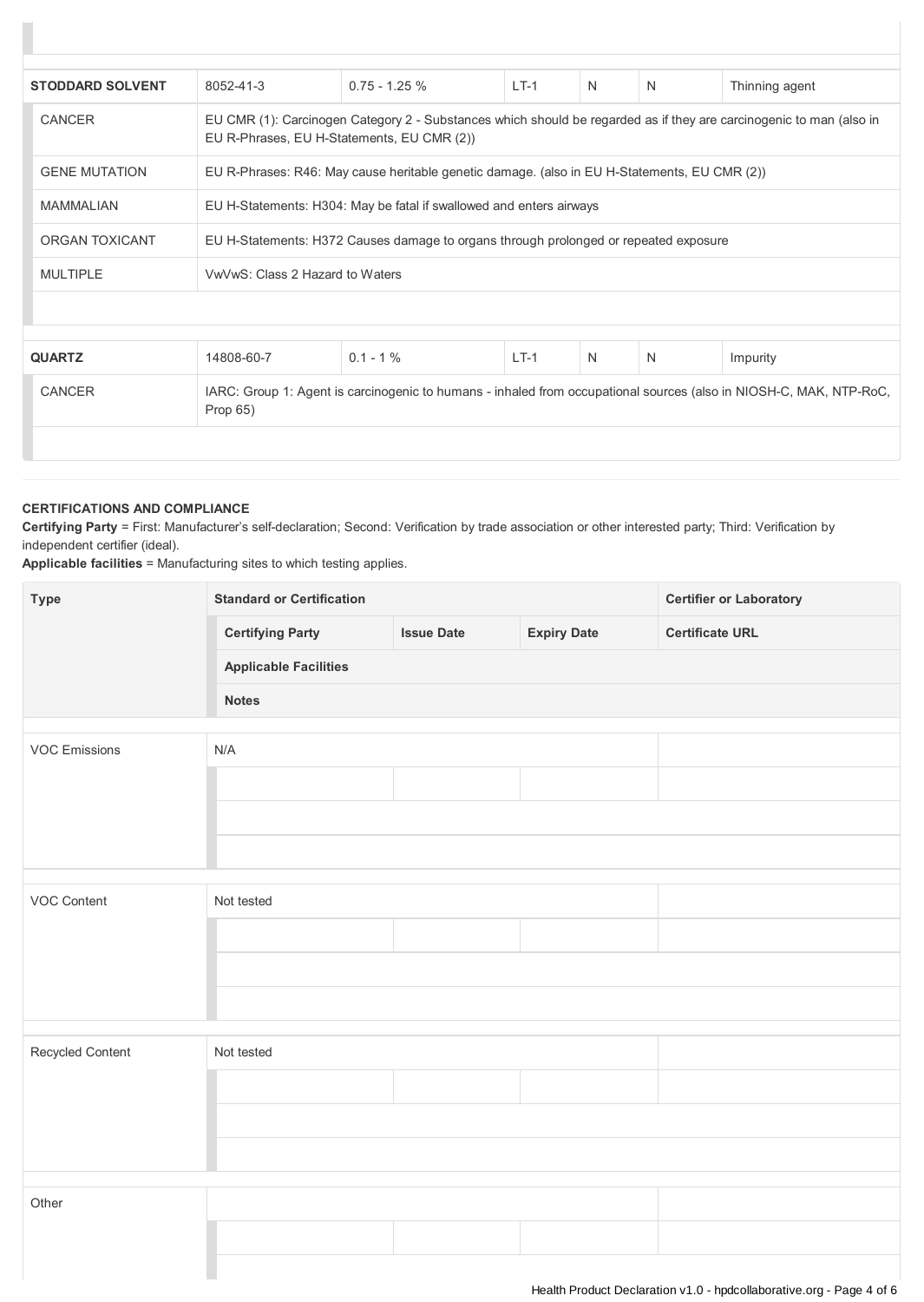| STODDARD SOLVENT | 8052-41-3 | 0.75 - 1.25 % | LT-1 | N | N | Thinning agent |
|---|---|---|---|---|---|---|
| CANCER | EU CMR (1): Carcinogen Category 2 - Substances which should be regarded as if they are carcinogenic to man (also in EU R-Phrases, EU H-Statements, EU CMR (2)) | | | | | |
| GENE MUTATION | EU R-Phrases: R46: May cause heritable genetic damage. (also in EU H-Statements, EU CMR (2)) | | | | | |
| MAMMALIAN | EU H-Statements: H304: May be fatal if swallowed and enters airways | | | | | |
| ORGAN TOXICANT | EU H-Statements: H372 Causes damage to organs through prolonged or repeated exposure | | | | | |
| MULTIPLE | VwVwS: Class 2 Hazard to Waters | | | | | |

| QUARTZ | 14808-60-7 | 0.1 - 1 % | LT-1 | N | N | Impurity |
|---|---|---|---|---|---|---|
| CANCER | IARC: Group 1: Agent is carcinogenic to humans - inhaled from occupational sources (also in NIOSH-C, MAK, NTP-RoC, Prop 65) | | | | | |

**CERTIFICATIONS AND COMPLIANCE**

**Certifying Party** = First: Manufacturer's self-declaration; Second: Verification by trade association or other interested party; Third: Verification by independent certifier (ideal).

**Applicable facilities** = Manufacturing sites to which testing applies.

| Type | Standard or Certification | | | Certifier or Laboratory |
|---|---|---|---|---|
| | Certifying Party | Issue Date | Expiry Date | Certificate URL |
| | Applicable Facilities | | | |
| | Notes | | | |
| VOC Emissions | N/A | | | |
| | | | | |
| | | | | |
| | | | | |
| VOC Content | Not tested | | | |
| | | | | |
| | | | | |
| | | | | |
| Recycled Content | Not tested | | | |
| | | | | |
| | | | | |
| | | | | |
| Other | | | | |
| | | | | |
| | | | | |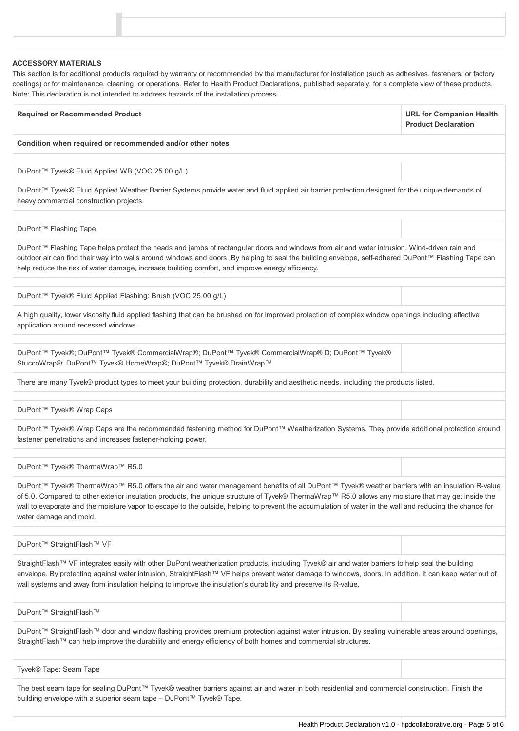**ACCESSORY MATERIALS**

This section is for additional products required by warranty or recommended by the manufacturer for installation (such as adhesives, fasteners, or factory coatings) or for maintenance, cleaning, or operations. Refer to Health Product Declarations, published separately, for a complete view of these products. Note: This declaration is not intended to address hazards of the installation process.

| Required or Recommended Product | URL for Companion Health Product Declaration |
| --- | --- |
| **Condition when required or recommended and/or other notes** | |
| DuPont™ Tyvek® Fluid Applied WB (VOC 25.00 g/L) | |
| DuPont™ Tyvek® Fluid Applied Weather Barrier Systems provide water and fluid applied air barrier protection designed for the unique demands of heavy commercial construction projects. | |
| DuPont™ Flashing Tape | |
| DuPont™ Flashing Tape helps protect the heads and jambs of rectangular doors and windows from air and water intrusion. Wind-driven rain and outdoor air can find their way into walls around windows and doors. By helping to seal the building envelope, self-adhered DuPont™ Flashing Tape can help reduce the risk of water damage, increase building comfort, and improve energy efficiency. | |
| DuPont™ Tyvek® Fluid Applied Flashing: Brush (VOC 25.00 g/L) | |
| A high quality, lower viscosity fluid applied flashing that can be brushed on for improved protection of complex window openings including effective application around recessed windows. | |
| DuPont™ Tyvek®; DuPont™ Tyvek® CommercialWrap®; DuPont™ Tyvek® CommercialWrap® D; DuPont™ Tyvek® StuccoWrap®; DuPont™ Tyvek® HomeWrap®; DuPont™ Tyvek® DrainWrap™ | |
| There are many Tyvek® product types to meet your building protection, durability and aesthetic needs, including the products listed. | |
| DuPont™ Tyvek® Wrap Caps | |
| DuPont™ Tyvek® Wrap Caps are the recommended fastening method for DuPont™ Weatherization Systems. They provide additional protection around fastener penetrations and increases fastener-holding power. | |
| DuPont™ Tyvek® ThermaWrap™ R5.0 | |
| DuPont™ Tyvek® ThermaWrap™ R5.0 offers the air and water management benefits of all DuPont™ Tyvek® weather barriers with an insulation R-value of 5.0. Compared to other exterior insulation products, the unique structure of Tyvek® ThermaWrap™ R5.0 allows any moisture that may get inside the wall to evaporate and the moisture vapor to escape to the outside, helping to prevent the accumulation of water in the wall and reducing the chance for water damage and mold. | |
| DuPont™ StraightFlash™ VF | |
| StraightFlash™ VF integrates easily with other DuPont weatherization products, including Tyvek® air and water barriers to help seal the building envelope. By protecting against water intrusion, StraightFlash™ VF helps prevent water damage to windows, doors. In addition, it can keep water out of wall systems and away from insulation helping to improve the insulation's durability and preserve its R-value. | |
| DuPont™ StraightFlash™ | |
| DuPont™ StraightFlash™ door and window flashing provides premium protection against water intrusion. By sealing vulnerable areas around openings, StraightFlash™ can help improve the durability and energy efficiency of both homes and commercial structures. | |
| Tyvek® Tape: Seam Tape | |
| The best seam tape for sealing DuPont™ Tyvek® weather barriers against air and water in both residential and commercial construction. Finish the building envelope with a superior seam tape – DuPont™ Tyvek® Tape. | |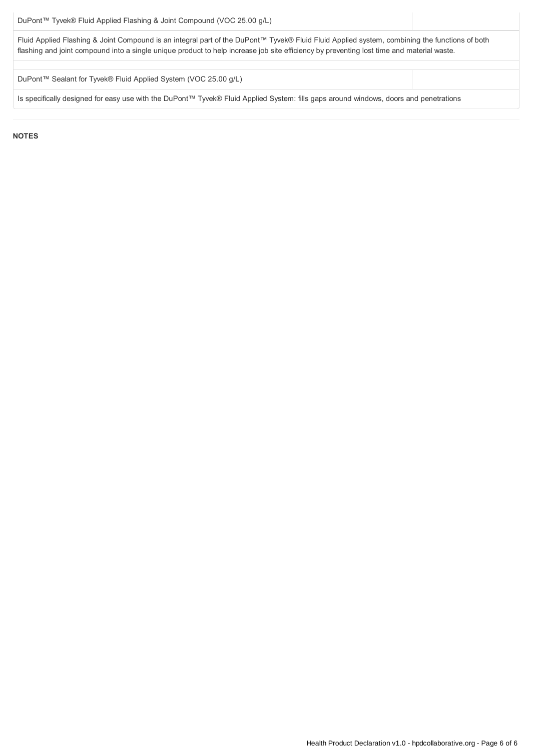| | |
|---|---|
| DuPont™ Tyvek® Fluid Applied Flashing & Joint Compound (VOC 25.00 g/L) | |
| Fluid Applied Flashing & Joint Compound is an integral part of the DuPont™ Tyvek® Fluid Fluid Applied system, combining the functions of both flashing and joint compound into a single unique product to help increase job site efficiency by preventing lost time and material waste. | |

| | |
|---|---|
| DuPont™ Sealant for Tyvek® Fluid Applied System (VOC 25.00 g/L) | |
| Is specifically designed for easy use with the DuPont™ Tyvek® Fluid Applied System: fills gaps around windows, doors and penetrations | |

**NOTES**